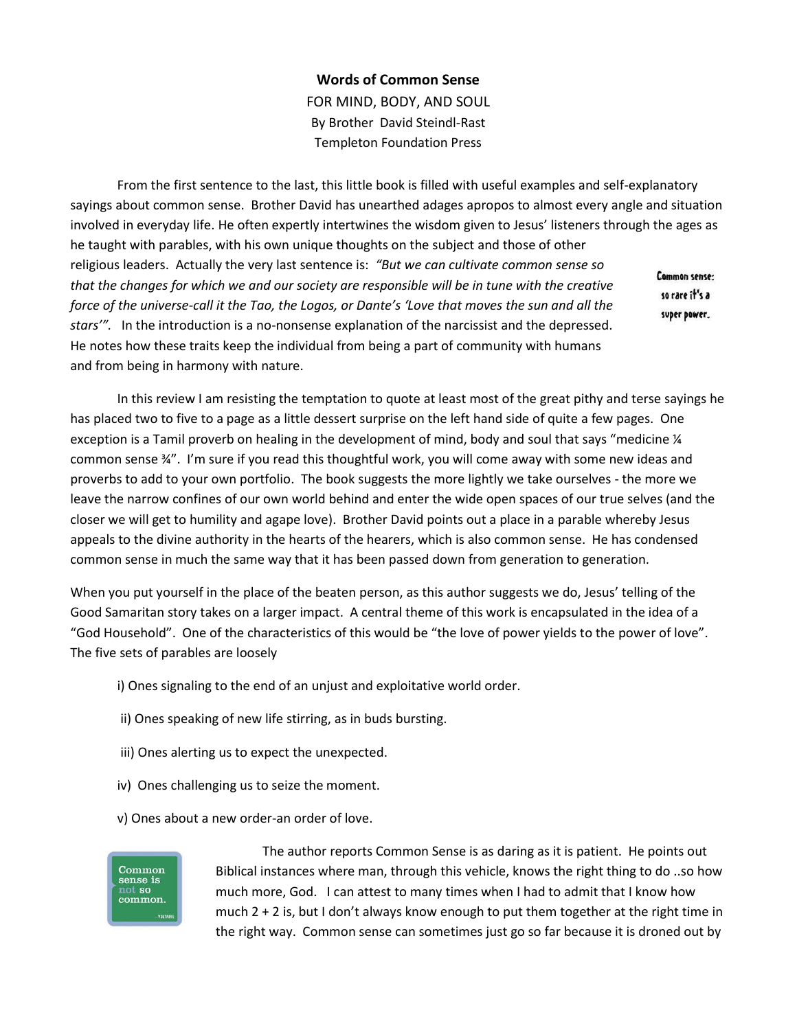**Words of Common Sense**

FOR MIND, BODY, AND SOUL

By Brother David Steindl-Rast

Templeton Foundation Press

From the first sentence to the last, this little book is filled with useful examples and self-explanatory sayings about common sense. Brother David has unearthed adages apropos to almost every angle and situation involved in everyday life. He often expertly intertwines the wisdom given to Jesus' listeners through the ages as he taught with parables, with his own unique thoughts on the subject and those of other religious leaders. Actually the very last sentence is: *"But we can cultivate common sense so that the changes for which we and our society are responsible will be in tune with the creative force of the universe-call it the Tao, the Logos, or Dante's 'Love that moves the sun and all the stars'".* In the introduction is a no-nonsense explanation of the narcissist and the depressed. He notes how these traits keep the individual from being a part of community with humans and from being in harmony with nature.

Common sense: so rare it's a super power.

In this review I am resisting the temptation to quote at least most of the great pithy and terse sayings he has placed two to five to a page as a little dessert surprise on the left hand side of quite a few pages. One exception is a Tamil proverb on healing in the development of mind, body and soul that says "medicine ¼ common sense ¾". I'm sure if you read this thoughtful work, you will come away with some new ideas and proverbs to add to your own portfolio. The book suggests the more lightly we take ourselves - the more we leave the narrow confines of our own world behind and enter the wide open spaces of our true selves (and the closer we will get to humility and agape love). Brother David points out a place in a parable whereby Jesus appeals to the divine authority in the hearts of the hearers, which is also common sense. He has condensed common sense in much the same way that it has been passed down from generation to generation.

When you put yourself in the place of the beaten person, as this author suggests we do, Jesus' telling of the Good Samaritan story takes on a larger impact. A central theme of this work is encapsulated in the idea of a "God Household". One of the characteristics of this would be "the love of power yields to the power of love". The five sets of parables are loosely

i) Ones signaling to the end of an unjust and exploitative world order.

ii) Ones speaking of new life stirring, as in buds bursting.

iii) Ones alerting us to expect the unexpected.

iv) Ones challenging us to seize the moment.

v) Ones about a new order-an order of love.

Common sense is not so common. —VOLTAIRE

The author reports Common Sense is as daring as it is patient. He points out Biblical instances where man, through this vehicle, knows the right thing to do ..so how much more, God. I can attest to many times when I had to admit that I know how much 2 + 2 is, but I don't always know enough to put them together at the right time in the right way. Common sense can sometimes just go so far because it is droned out by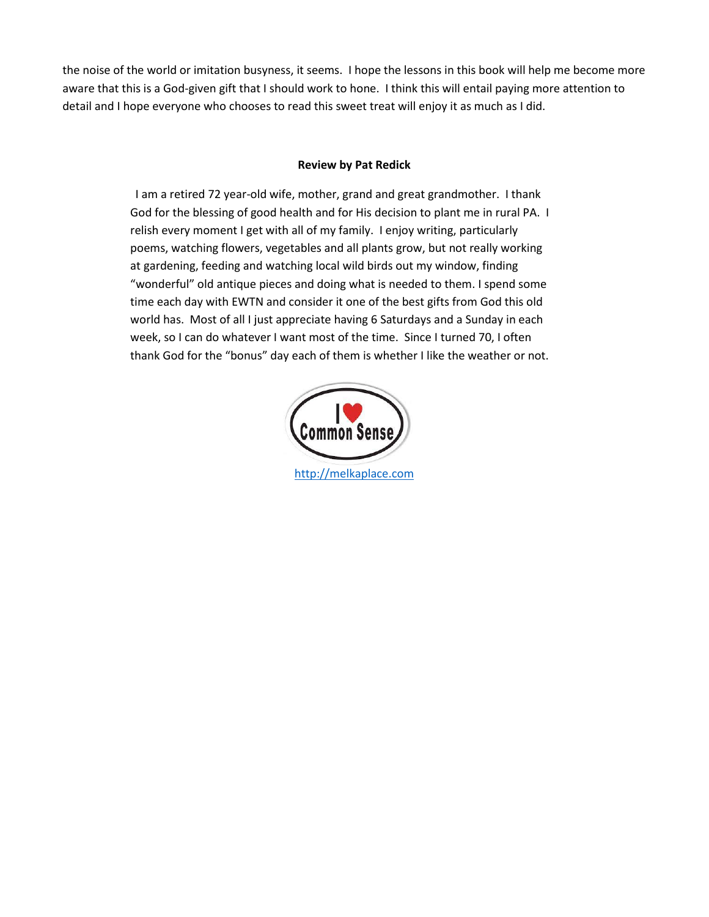the noise of the world or imitation busyness, it seems. I hope the lessons in this book will help me become more aware that this is a God-given gift that I should work to hone. I think this will entail paying more attention to detail and I hope everyone who chooses to read this sweet treat will enjoy it as much as I did.

**Review by Pat Redick**

I am a retired 72 year-old wife, mother, grand and great grandmother. I thank God for the blessing of good health and for His decision to plant me in rural PA. I relish every moment I get with all of my family. I enjoy writing, particularly poems, watching flowers, vegetables and all plants grow, but not really working at gardening, feeding and watching local wild birds out my window, finding "wonderful" old antique pieces and doing what is needed to them. I spend some time each day with EWTN and consider it one of the best gifts from God this old world has. Most of all I just appreciate having 6 Saturdays and a Sunday in each week, so I can do whatever I want most of the time. Since I turned 70, I often thank God for the "bonus" day each of them is whether I like the weather or not.

I ♥ Common Sense

http://melkaplace.com